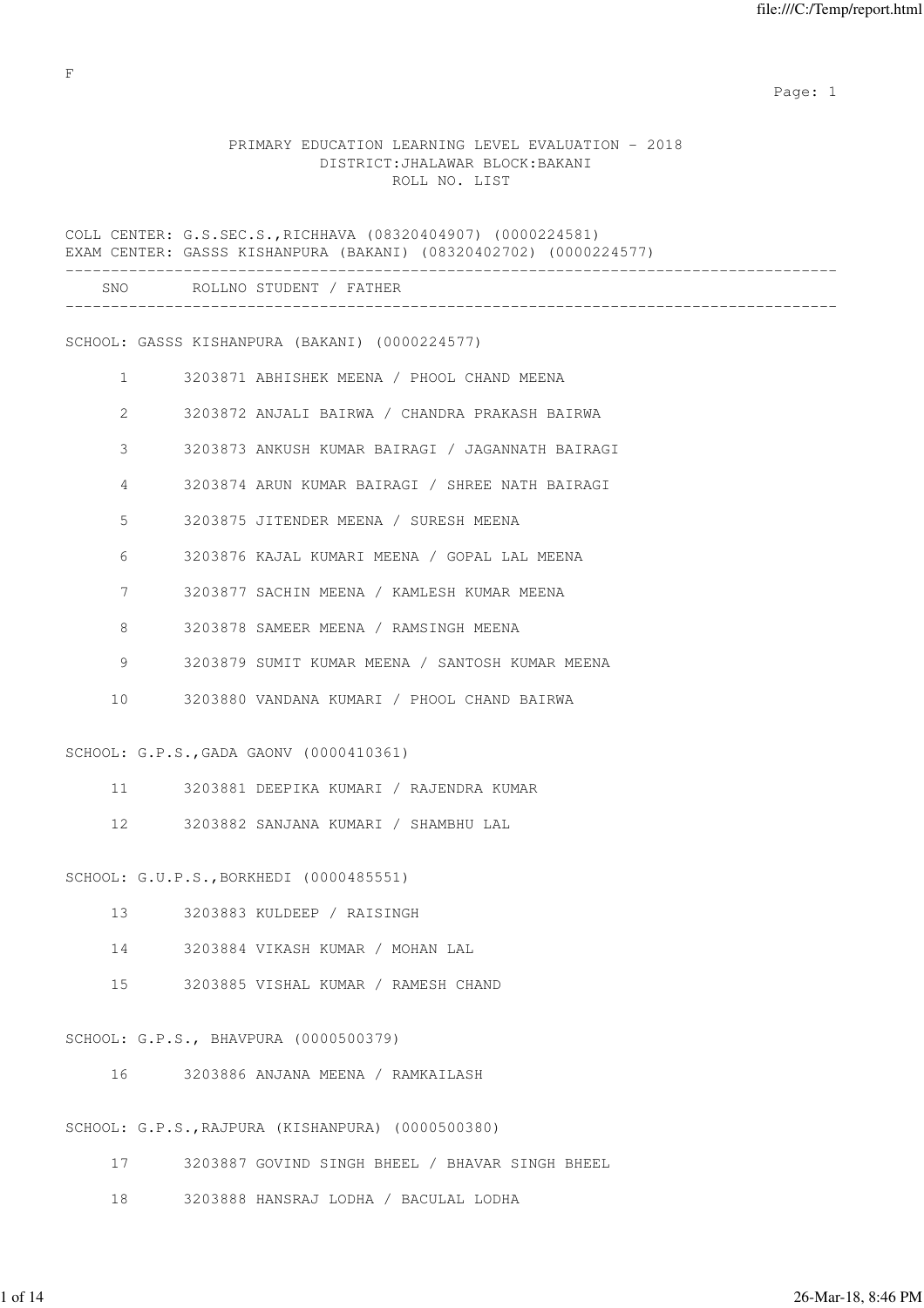F

PRIMARY EDUCATION LEARNING LEVEL EVALUATION - 2018
DISTRICT:JHALAWAR BLOCK:BAKANI
ROLL NO. LIST

COLL CENTER: G.S.SEC.S.,RICHHAVA (08320404907) (0000224581)
EXAM CENTER: GASSS KISHANPURA (BAKANI) (08320402702) (0000224577)

| SNO | ROLLNO | STUDENT / FATHER |
|---|---|---|
| **SCHOOL: GASSS KISHANPURA (BAKANI) (0000224577)** | | |
| 1 | 3203871 | ABHISHEK MEENA / PHOOL CHAND MEENA |
| 2 | 3203872 | ANJALI BAIRWA / CHANDRA PRAKASH BAIRWA |
| 3 | 3203873 | ANKUSH KUMAR BAIRAGI / JAGANNATH BAIRAGI |
| 4 | 3203874 | ARUN KUMAR BAIRAGI / SHREE NATH BAIRAGI |
| 5 | 3203875 | JITENDER MEENA / SURESH MEENA |
| 6 | 3203876 | KAJAL KUMARI MEENA / GOPAL LAL MEENA |
| 7 | 3203877 | SACHIN MEENA / KAMLESH KUMAR MEENA |
| 8 | 3203878 | SAMEER MEENA / RAMSINGH MEENA |
| 9 | 3203879 | SUMIT KUMAR MEENA / SANTOSH KUMAR MEENA |
| 10 | 3203880 | VANDANA KUMARI / PHOOL CHAND BAIRWA |
| **SCHOOL: G.P.S.,GADA GAONV (0000410361)** | | |
| 11 | 3203881 | DEEPIKA KUMARI / RAJENDRA KUMAR |
| 12 | 3203882 | SANJANA KUMARI / SHAMBHU LAL |
| **SCHOOL: G.U.P.S.,BORKHEDI (0000485551)** | | |
| 13 | 3203883 | KULDEEP / RAISINGH |
| 14 | 3203884 | VIKASH KUMAR / MOHAN LAL |
| 15 | 3203885 | VISHAL KUMAR / RAMESH CHAND |
| **SCHOOL: G.P.S., BHAVPURA (0000500379)** | | |
| 16 | 3203886 | ANJANA MEENA / RAMKAILASH |
| **SCHOOL: G.P.S.,RAJPURA (KISHANPURA) (0000500380)** | | |
| 17 | 3203887 | GOVIND SINGH BHEEL / BHAVAR SINGH BHEEL |
| 18 | 3203888 | HANSRAJ LODHA / BACULAL LODHA |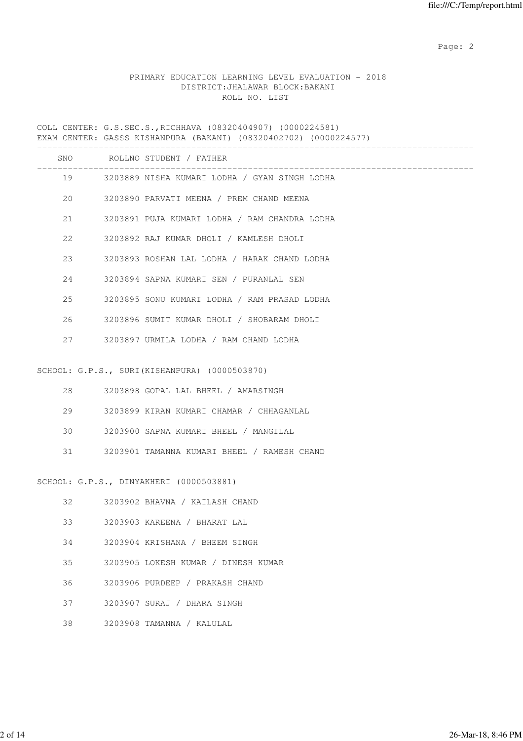PRIMARY EDUCATION LEARNING LEVEL EVALUATION - 2018
DISTRICT:JHALAWAR BLOCK:BAKANI
ROLL NO. LIST

COLL CENTER: G.S.SEC.S.,RICHHAVA (08320404907) (0000224581)
EXAM CENTER: GASSS KISHANPURA (BAKANI) (08320402702) (0000224577)

| SNO | ROLLNO | STUDENT / FATHER |
|---|---|---|
| 19 | 3203889 | NISHA KUMARI LODHA / GYAN SINGH LODHA |
| 20 | 3203890 | PARVATI MEENA / PREM CHAND MEENA |
| 21 | 3203891 | PUJA KUMARI LODHA / RAM CHANDRA LODHA |
| 22 | 3203892 | RAJ KUMAR DHOLI / KAMLESH DHOLI |
| 23 | 3203893 | ROSHAN LAL LODHA / HARAK CHAND LODHA |
| 24 | 3203894 | SAPNA KUMARI SEN / PURANLAL SEN |
| 25 | 3203895 | SONU KUMARI LODHA / RAM PRASAD LODHA |
| 26 | 3203896 | SUMIT KUMAR DHOLI / SHOBARAM DHOLI |
| 27 | 3203897 | URMILA LODHA / RAM CHAND LODHA |

SCHOOL: G.P.S., SURI(KISHANPURA) (0000503870)

| SNO | ROLLNO | STUDENT / FATHER |
|---|---|---|
| 28 | 3203898 | GOPAL LAL BHEEL / AMARSINGH |
| 29 | 3203899 | KIRAN KUMARI CHAMAR / CHHAGANLAL |
| 30 | 3203900 | SAPNA KUMARI BHEEL / MANGILAL |
| 31 | 3203901 | TAMANNA KUMARI BHEEL / RAMESH CHAND |

SCHOOL: G.P.S., DINYAKHERI (0000503881)

| SNO | ROLLNO | STUDENT / FATHER |
|---|---|---|
| 32 | 3203902 | BHAVNA / KAILASH CHAND |
| 33 | 3203903 | KAREENA / BHARAT LAL |
| 34 | 3203904 | KRISHANA / BHEEM SINGH |
| 35 | 3203905 | LOKESH KUMAR / DINESH KUMAR |
| 36 | 3203906 | PURDEEP / PRAKASH CHAND |
| 37 | 3203907 | SURAJ / DHARA SINGH |
| 38 | 3203908 | TAMANNA / KALULAL |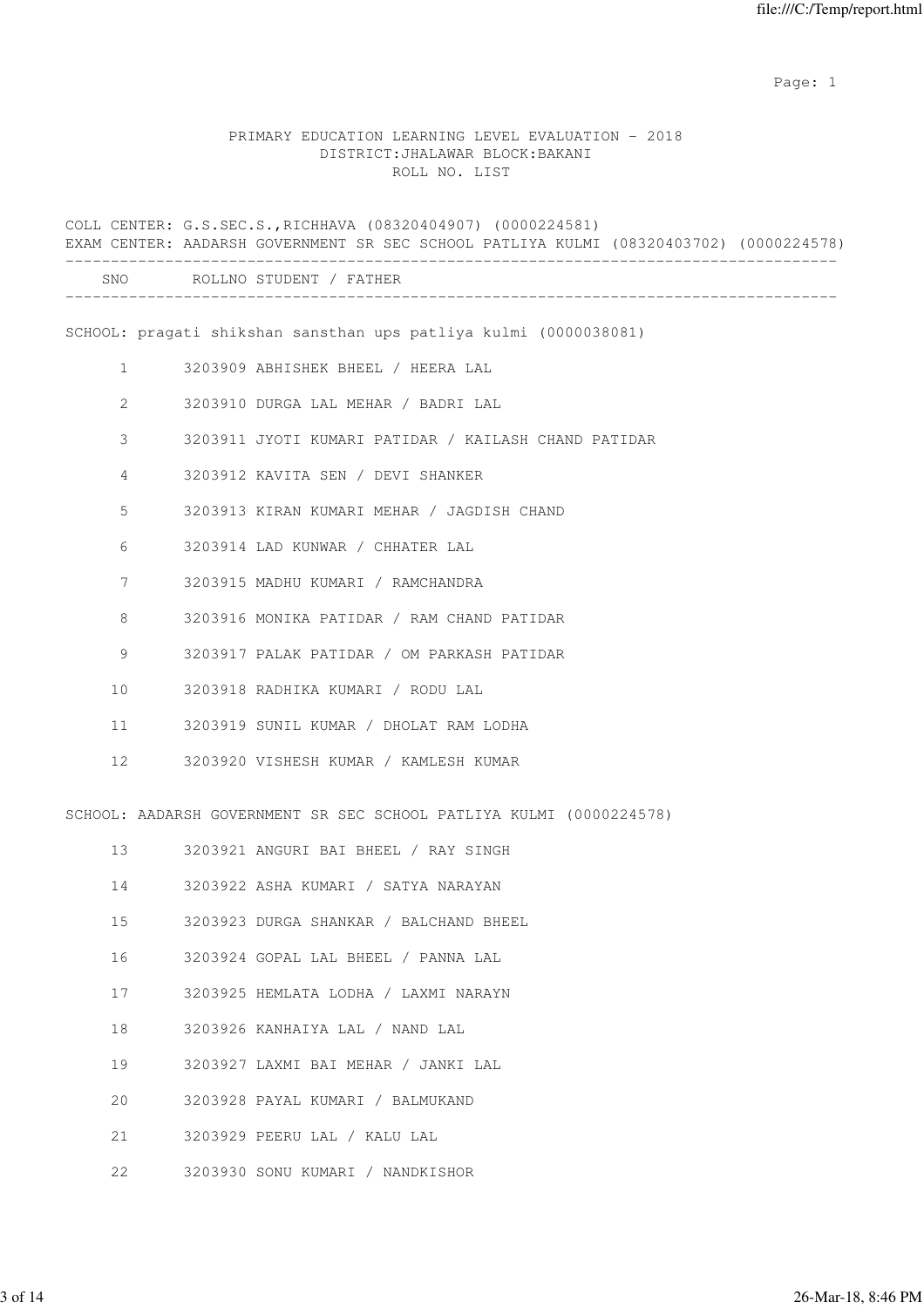PRIMARY EDUCATION LEARNING LEVEL EVALUATION - 2018
DISTRICT:JHALAWAR BLOCK:BAKANI
ROLL NO. LIST

COLL CENTER: G.S.SEC.S.,RICHHAVA (08320404907) (0000224581)
EXAM CENTER: AADARSH GOVERNMENT SR SEC SCHOOL PATLIYA KULMI (08320403702) (0000224578)

| SNO | ROLLNO | STUDENT / FATHER |
|---|---|---|
| | | **SCHOOL: pragati shikshan sansthan ups patliya kulmi (0000038081)** |
| 1 | 3203909 | ABHISHEK BHEEL / HEERA LAL |
| 2 | 3203910 | DURGA LAL MEHAR / BADRI LAL |
| 3 | 3203911 | JYOTI KUMARI PATIDAR / KAILASH CHAND PATIDAR |
| 4 | 3203912 | KAVITA SEN / DEVI SHANKER |
| 5 | 3203913 | KIRAN KUMARI MEHAR / JAGDISH CHAND |
| 6 | 3203914 | LAD KUNWAR / CHHATER LAL |
| 7 | 3203915 | MADHU KUMARI / RAMCHANDRA |
| 8 | 3203916 | MONIKA PATIDAR / RAM CHAND PATIDAR |
| 9 | 3203917 | PALAK PATIDAR / OM PARKASH PATIDAR |
| 10 | 3203918 | RADHIKA KUMARI / RODU LAL |
| 11 | 3203919 | SUNIL KUMAR / DHOLAT RAM LODHA |
| 12 | 3203920 | VISHESH KUMAR / KAMLESH KUMAR |
| | | **SCHOOL: AADARSH GOVERNMENT SR SEC SCHOOL PATLIYA KULMI (0000224578)** |
| 13 | 3203921 | ANGURI BAI BHEEL / RAY SINGH |
| 14 | 3203922 | ASHA KUMARI / SATYA NARAYAN |
| 15 | 3203923 | DURGA SHANKAR / BALCHAND BHEEL |
| 16 | 3203924 | GOPAL LAL BHEEL / PANNA LAL |
| 17 | 3203925 | HEMLATA LODHA / LAXMI NARAYN |
| 18 | 3203926 | KANHAIYA LAL / NAND LAL |
| 19 | 3203927 | LAXMI BAI MEHAR / JANKI LAL |
| 20 | 3203928 | PAYAL KUMARI / BALMUKAND |
| 21 | 3203929 | PEERU LAL / KALU LAL |
| 22 | 3203930 | SONU KUMARI / NANDKISHOR |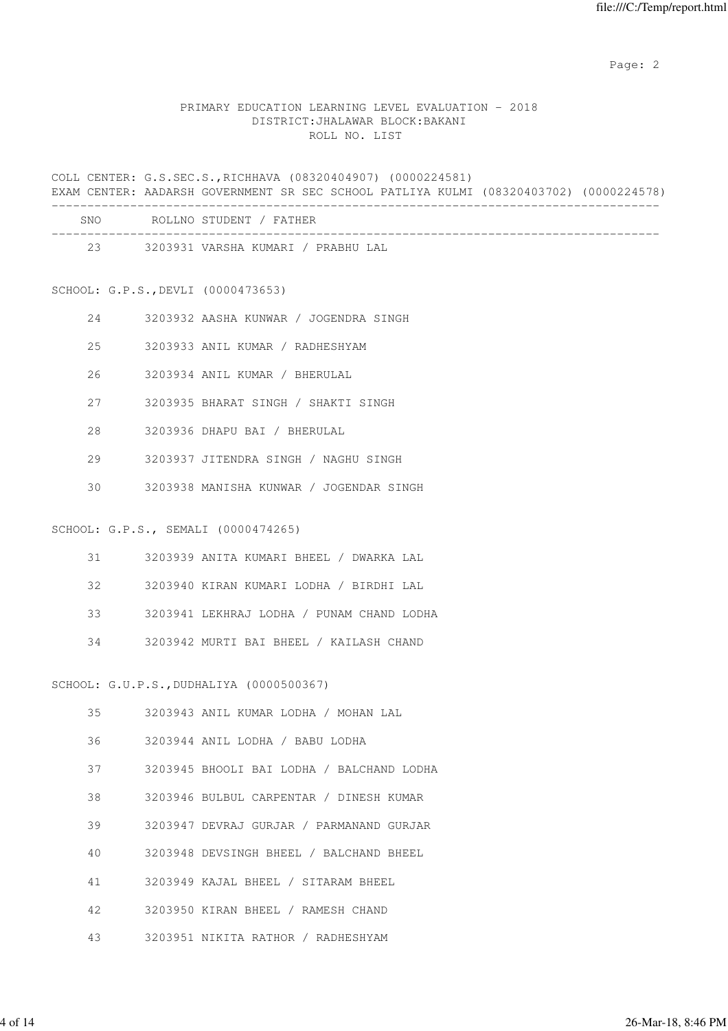PRIMARY EDUCATION LEARNING LEVEL EVALUATION - 2018
DISTRICT:JHALAWAR BLOCK:BAKANI
ROLL NO. LIST

COLL CENTER: G.S.SEC.S.,RICHHAVA (08320404907) (0000224581)
EXAM CENTER: AADARSH GOVERNMENT SR SEC SCHOOL PATLIYA KULMI (08320403702) (0000224578)

| SNO | ROLLNO | STUDENT / FATHER |
|---|---|---|
| 23 | 3203931 | VARSHA KUMARI / PRABHU LAL |

SCHOOL: G.P.S.,DEVLI (0000473653)

| SNO | ROLLNO | STUDENT / FATHER |
|---|---|---|
| 24 | 3203932 | AASHA KUNWAR / JOGENDRA SINGH |
| 25 | 3203933 | ANIL KUMAR / RADHESHYAM |
| 26 | 3203934 | ANIL KUMAR / BHERULAL |
| 27 | 3203935 | BHARAT SINGH / SHAKTI SINGH |
| 28 | 3203936 | DHAPU BAI / BHERULAL |
| 29 | 3203937 | JITENDRA SINGH / NAGHU SINGH |
| 30 | 3203938 | MANISHA KUNWAR / JOGENDAR SINGH |

SCHOOL: G.P.S., SEMALI (0000474265)

| SNO | ROLLNO | STUDENT / FATHER |
|---|---|---|
| 31 | 3203939 | ANITA KUMARI BHEEL / DWARKA LAL |
| 32 | 3203940 | KIRAN KUMARI LODHA / BIRDHI LAL |
| 33 | 3203941 | LEKHRAJ LODHA / PUNAM CHAND LODHA |
| 34 | 3203942 | MURTI BAI BHEEL / KAILASH CHAND |

SCHOOL: G.U.P.S.,DUDHALIYA (0000500367)

| SNO | ROLLNO | STUDENT / FATHER |
|---|---|---|
| 35 | 3203943 | ANIL KUMAR LODHA / MOHAN LAL |
| 36 | 3203944 | ANIL LODHA / BABU LODHA |
| 37 | 3203945 | BHOOLI BAI LODHA / BALCHAND LODHA |
| 38 | 3203946 | BULBUL CARPENTAR / DINESH KUMAR |
| 39 | 3203947 | DEVRAJ GURJAR / PARMANAND GURJAR |
| 40 | 3203948 | DEVSINGH BHEEL / BALCHAND BHEEL |
| 41 | 3203949 | KAJAL BHEEL / SITARAM BHEEL |
| 42 | 3203950 | KIRAN BHEEL / RAMESH CHAND |
| 43 | 3203951 | NIKITA RATHOR / RADHESHYAM |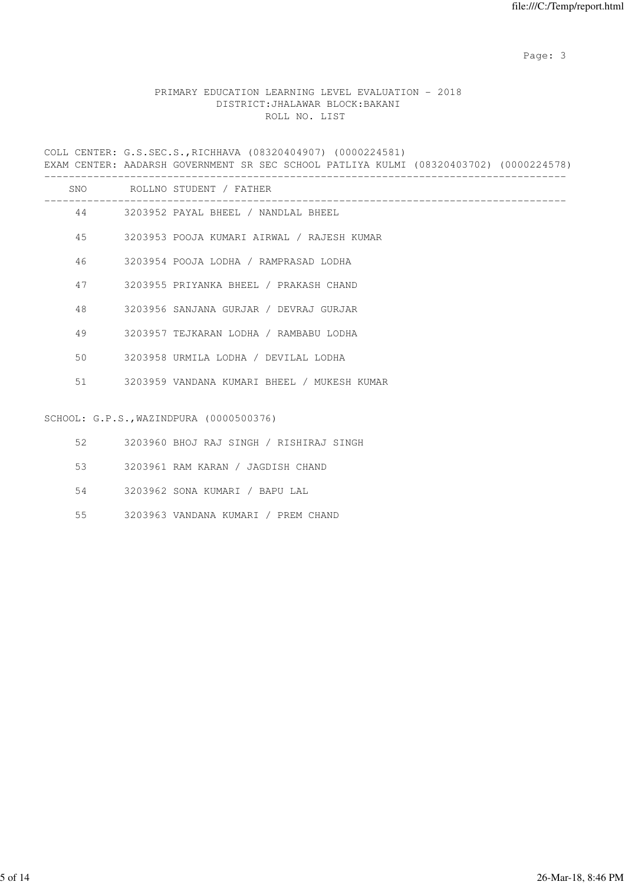PRIMARY EDUCATION LEARNING LEVEL EVALUATION - 2018
DISTRICT:JHALAWAR BLOCK:BAKANI
ROLL NO. LIST

COLL CENTER: G.S.SEC.S.,RICHHAVA (08320404907) (0000224581)
EXAM CENTER: AADARSH GOVERNMENT SR SEC SCHOOL PATLIYA KULMI (08320403702) (0000224578)

| SNO | ROLLNO | STUDENT / FATHER |
|---|---|---|
| 44 | 3203952 | PAYAL BHEEL / NANDLAL BHEEL |
| 45 | 3203953 | POOJA KUMARI AIRWAL / RAJESH KUMAR |
| 46 | 3203954 | POOJA LODHA / RAMPRASAD LODHA |
| 47 | 3203955 | PRIYANKA BHEEL / PRAKASH CHAND |
| 48 | 3203956 | SANJANA GURJAR / DEVRAJ GURJAR |
| 49 | 3203957 | TEJKARAN LODHA / RAMBABU LODHA |
| 50 | 3203958 | URMILA LODHA / DEVILAL LODHA |
| 51 | 3203959 | VANDANA KUMARI BHEEL / MUKESH KUMAR |

SCHOOL: G.P.S.,WAZINDPURA (0000500376)

| SNO | ROLLNO | STUDENT / FATHER |
|---|---|---|
| 52 | 3203960 | BHOJ RAJ SINGH / RISHIRAJ SINGH |
| 53 | 3203961 | RAM KARAN / JAGDISH CHAND |
| 54 | 3203962 | SONA KUMARI / BAPU LAL |
| 55 | 3203963 | VANDANA KUMARI / PREM CHAND |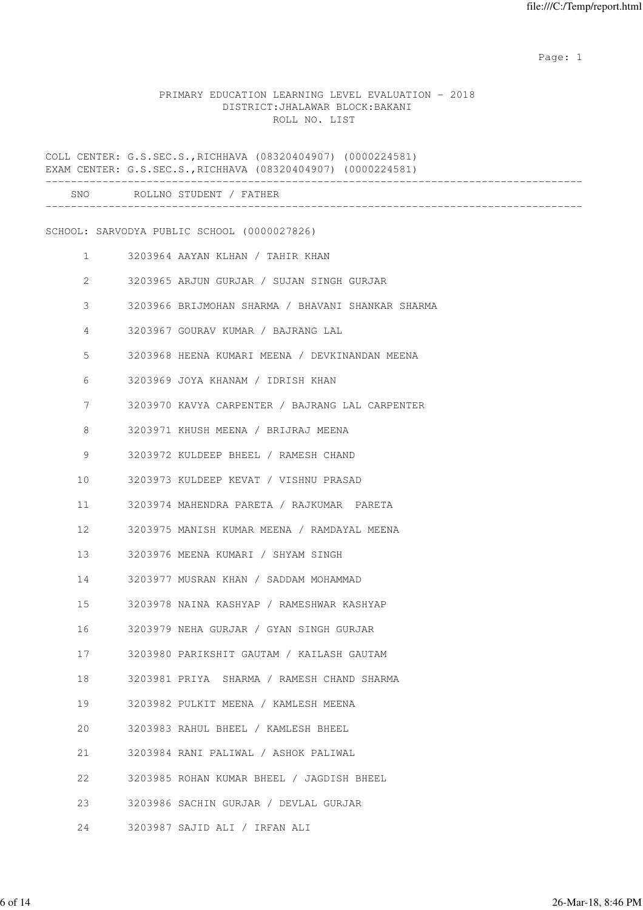PRIMARY EDUCATION LEARNING LEVEL EVALUATION - 2018
DISTRICT:JHALAWAR BLOCK:BAKANI
ROLL NO. LIST

COLL CENTER: G.S.SEC.S.,RICHHAVA (08320404907) (0000224581)
EXAM CENTER: G.S.SEC.S.,RICHHAVA (08320404907) (0000224581)

SCHOOL: SARVODYA PUBLIC SCHOOL (0000027826)

| SNO | ROLLNO | STUDENT / FATHER |
|---|---|---|
| 1 | 3203964 | AAYAN KLHAN / TAHIR KHAN |
| 2 | 3203965 | ARJUN GURJAR / SUJAN SINGH GURJAR |
| 3 | 3203966 | BRIJMOHAN SHARMA / BHAVANI SHANKAR SHARMA |
| 4 | 3203967 | GOURAV KUMAR / BAJRANG LAL |
| 5 | 3203968 | HEENA KUMARI MEENA / DEVKINANDAN MEENA |
| 6 | 3203969 | JOYA KHANAM / IDRISH KHAN |
| 7 | 3203970 | KAVYA CARPENTER / BAJRANG LAL CARPENTER |
| 8 | 3203971 | KHUSH MEENA / BRIJRAJ MEENA |
| 9 | 3203972 | KULDEEP BHEEL / RAMESH CHAND |
| 10 | 3203973 | KULDEEP KEVAT / VISHNU PRASAD |
| 11 | 3203974 | MAHENDRA PARETA / RAJKUMAR PARETA |
| 12 | 3203975 | MANISH KUMAR MEENA / RAMDAYAL MEENA |
| 13 | 3203976 | MEENA KUMARI / SHYAM SINGH |
| 14 | 3203977 | MUSRAN KHAN / SADDAM MOHAMMAD |
| 15 | 3203978 | NAINA KASHYAP / RAMESHWAR KASHYAP |
| 16 | 3203979 | NEHA GURJAR / GYAN SINGH GURJAR |
| 17 | 3203980 | PARIKSHIT GAUTAM / KAILASH GAUTAM |
| 18 | 3203981 | PRIYA SHARMA / RAMESH CHAND SHARMA |
| 19 | 3203982 | PULKIT MEENA / KAMLESH MEENA |
| 20 | 3203983 | RAHUL BHEEL / KAMLESH BHEEL |
| 21 | 3203984 | RANI PALIWAL / ASHOK PALIWAL |
| 22 | 3203985 | ROHAN KUMAR BHEEL / JAGDISH BHEEL |
| 23 | 3203986 | SACHIN GURJAR / DEVLAL GURJAR |
| 24 | 3203987 | SAJID ALI / IRFAN ALI |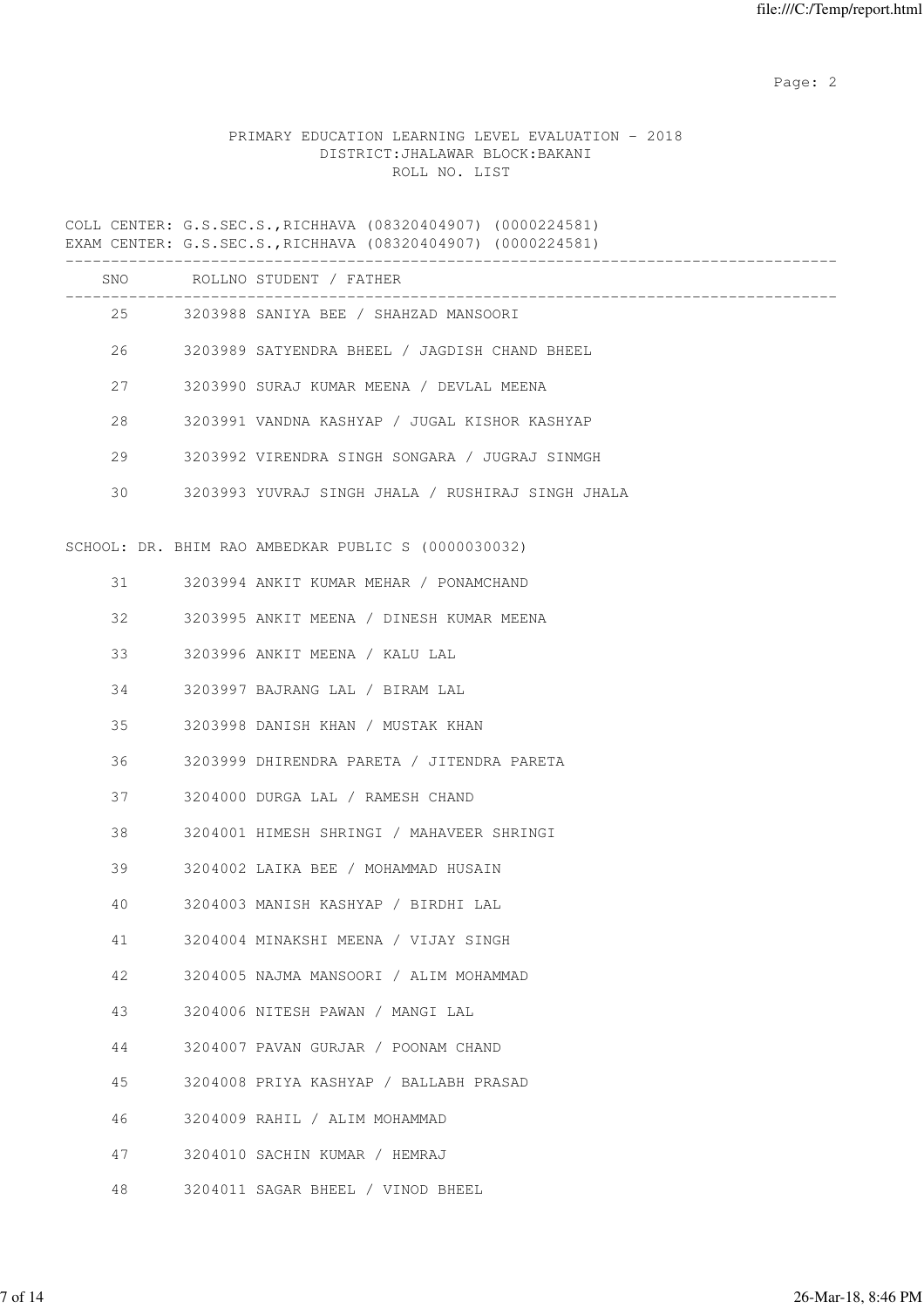PRIMARY EDUCATION LEARNING LEVEL EVALUATION - 2018
DISTRICT:JHALAWAR BLOCK:BAKANI
ROLL NO. LIST

COLL CENTER: G.S.SEC.S.,RICHHAVA (08320404907) (0000224581)
EXAM CENTER: G.S.SEC.S.,RICHHAVA (08320404907) (0000224581)

| SNO | ROLLNO | STUDENT / FATHER |
|---|---|---|
| 25 | 3203988 | SANIYA BEE / SHAHZAD MANSOORI |
| 26 | 3203989 | SATYENDRA BHEEL / JAGDISH CHAND BHEEL |
| 27 | 3203990 | SURAJ KUMAR MEENA / DEVLAL MEENA |
| 28 | 3203991 | VANDNA KASHYAP / JUGAL KISHOR KASHYAP |
| 29 | 3203992 | VIRENDRA SINGH SONGARA / JUGRAJ SINMGH |
| 30 | 3203993 | YUVRAJ SINGH JHALA / RUSHIRAJ SINGH JHALA |

SCHOOL: DR. BHIM RAO AMBEDKAR PUBLIC S (0000030032)

| SNO | ROLLNO | STUDENT / FATHER |
|---|---|---|
| 31 | 3203994 | ANKIT KUMAR MEHAR / PONAMCHAND |
| 32 | 3203995 | ANKIT MEENA / DINESH KUMAR MEENA |
| 33 | 3203996 | ANKIT MEENA / KALU LAL |
| 34 | 3203997 | BAJRANG LAL / BIRAM LAL |
| 35 | 3203998 | DANISH KHAN / MUSTAK KHAN |
| 36 | 3203999 | DHIRENDRA PARETA / JITENDRA PARETA |
| 37 | 3204000 | DURGA LAL / RAMESH CHAND |
| 38 | 3204001 | HIMESH SHRINGI / MAHAVEER SHRINGI |
| 39 | 3204002 | LAIKA BEE / MOHAMMAD HUSAIN |
| 40 | 3204003 | MANISH KASHYAP / BIRDHI LAL |
| 41 | 3204004 | MINAKSHI MEENA / VIJAY SINGH |
| 42 | 3204005 | NAJMA MANSOORI / ALIM MOHAMMAD |
| 43 | 3204006 | NITESH PAWAN / MANGI LAL |
| 44 | 3204007 | PAVAN GURJAR / POONAM CHAND |
| 45 | 3204008 | PRIYA KASHYAP / BALLABH PRASAD |
| 46 | 3204009 | RAHIL / ALIM MOHAMMAD |
| 47 | 3204010 | SACHIN KUMAR / HEMRAJ |
| 48 | 3204011 | SAGAR BHEEL / VINOD BHEEL |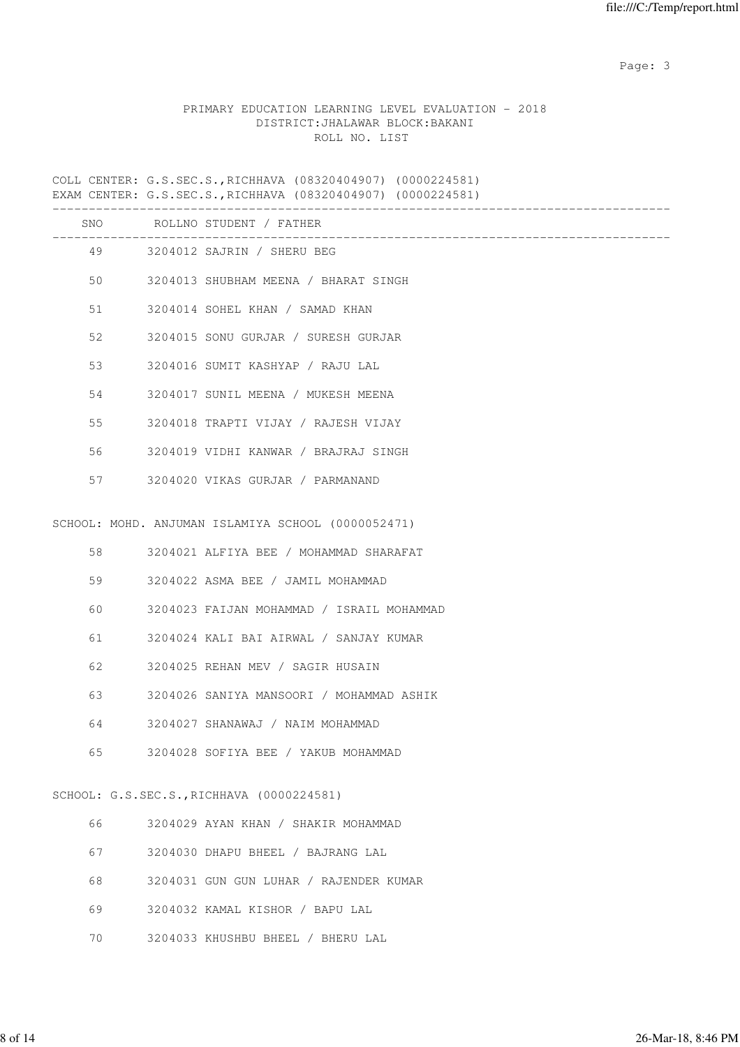PRIMARY EDUCATION LEARNING LEVEL EVALUATION - 2018
DISTRICT:JHALAWAR BLOCK:BAKANI
ROLL NO. LIST

COLL CENTER: G.S.SEC.S.,RICHHAVA (08320404907) (0000224581)
EXAM CENTER: G.S.SEC.S.,RICHHAVA (08320404907) (0000224581)

| SNO | ROLLNO | STUDENT / FATHER |
|---|---|---|
| 49 | 3204012 | SAJRIN / SHERU BEG |
| 50 | 3204013 | SHUBHAM MEENA / BHARAT SINGH |
| 51 | 3204014 | SOHEL KHAN / SAMAD KHAN |
| 52 | 3204015 | SONU GURJAR / SURESH GURJAR |
| 53 | 3204016 | SUMIT KASHYAP / RAJU LAL |
| 54 | 3204017 | SUNIL MEENA / MUKESH MEENA |
| 55 | 3204018 | TRAPTI VIJAY / RAJESH VIJAY |
| 56 | 3204019 | VIDHI KANWAR / BRAJRAJ SINGH |
| 57 | 3204020 | VIKAS GURJAR / PARMANAND |

SCHOOL: MOHD. ANJUMAN ISLAMIYA SCHOOL (0000052471)

| SNO | ROLLNO | STUDENT / FATHER |
|---|---|---|
| 58 | 3204021 | ALFIYA BEE / MOHAMMAD SHARAFAT |
| 59 | 3204022 | ASMA BEE / JAMIL MOHAMMAD |
| 60 | 3204023 | FAIJAN MOHAMMAD / ISRAIL MOHAMMAD |
| 61 | 3204024 | KALI BAI AIRWAL / SANJAY KUMAR |
| 62 | 3204025 | REHAN MEV / SAGIR HUSAIN |
| 63 | 3204026 | SANIYA MANSOORI / MOHAMMAD ASHIK |
| 64 | 3204027 | SHANAWAJ / NAIM MOHAMMAD |
| 65 | 3204028 | SOFIYA BEE / YAKUB MOHAMMAD |

SCHOOL: G.S.SEC.S.,RICHHAVA (0000224581)

| SNO | ROLLNO | STUDENT / FATHER |
|---|---|---|
| 66 | 3204029 | AYAN KHAN / SHAKIR MOHAMMAD |
| 67 | 3204030 | DHAPU BHEEL / BAJRANG LAL |
| 68 | 3204031 | GUN GUN LUHAR / RAJENDER KUMAR |
| 69 | 3204032 | KAMAL KISHOR / BAPU LAL |
| 70 | 3204033 | KHUSHBU BHEEL / BHERU LAL |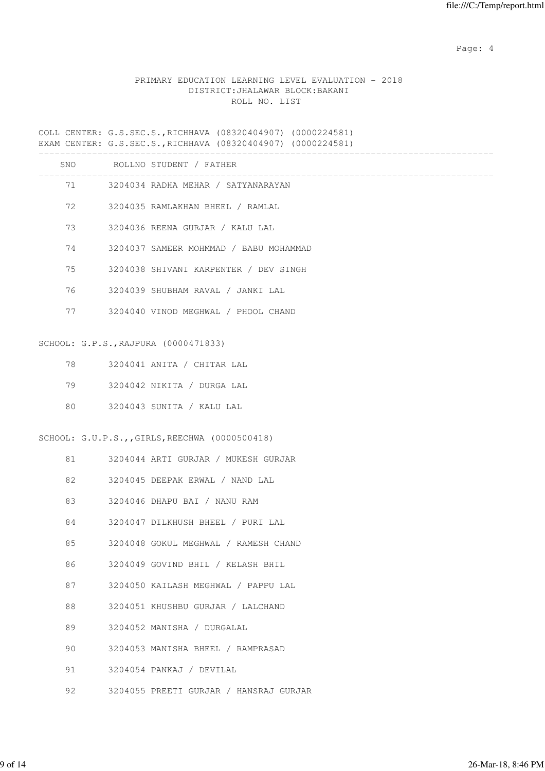PRIMARY EDUCATION LEARNING LEVEL EVALUATION - 2018
DISTRICT:JHALAWAR BLOCK:BAKANI
ROLL NO. LIST

COLL CENTER: G.S.SEC.S.,RICHHAVA (08320404907) (0000224581)
EXAM CENTER: G.S.SEC.S.,RICHHAVA (08320404907) (0000224581)

| SNO | ROLLNO | STUDENT / FATHER |
|---|---|---|
| 71 | 3204034 | RADHA MEHAR / SATYANARAYAN |
| 72 | 3204035 | RAMLAKHAN BHEEL / RAMLAL |
| 73 | 3204036 | REENA GURJAR / KALU LAL |
| 74 | 3204037 | SAMEER MOHMMAD / BABU MOHAMMAD |
| 75 | 3204038 | SHIVANI KARPENTER / DEV SINGH |
| 76 | 3204039 | SHUBHAM RAVAL / JANKI LAL |
| 77 | 3204040 | VINOD MEGHWAL / PHOOL CHAND |

SCHOOL: G.P.S.,RAJPURA (0000471833)

| SNO | ROLLNO | STUDENT / FATHER |
|---|---|---|
| 78 | 3204041 | ANITA / CHITAR LAL |
| 79 | 3204042 | NIKITA / DURGA LAL |
| 80 | 3204043 | SUNITA / KALU LAL |

SCHOOL: G.U.P.S.,,GIRLS,REECHWA (0000500418)

| SNO | ROLLNO | STUDENT / FATHER |
|---|---|---|
| 81 | 3204044 | ARTI GURJAR / MUKESH GURJAR |
| 82 | 3204045 | DEEPAK ERWAL / NAND LAL |
| 83 | 3204046 | DHAPU BAI / NANU RAM |
| 84 | 3204047 | DILKHUSH BHEEL / PURI LAL |
| 85 | 3204048 | GOKUL MEGHWAL / RAMESH CHAND |
| 86 | 3204049 | GOVIND BHIL / KELASH BHIL |
| 87 | 3204050 | KAILASH MEGHWAL / PAPPU LAL |
| 88 | 3204051 | KHUSHBU GURJAR / LALCHAND |
| 89 | 3204052 | MANISHA / DURGALAL |
| 90 | 3204053 | MANISHA BHEEL / RAMPRASAD |
| 91 | 3204054 | PANKAJ / DEVILAL |
| 92 | 3204055 | PREETI GURJAR / HANSRAJ GURJAR |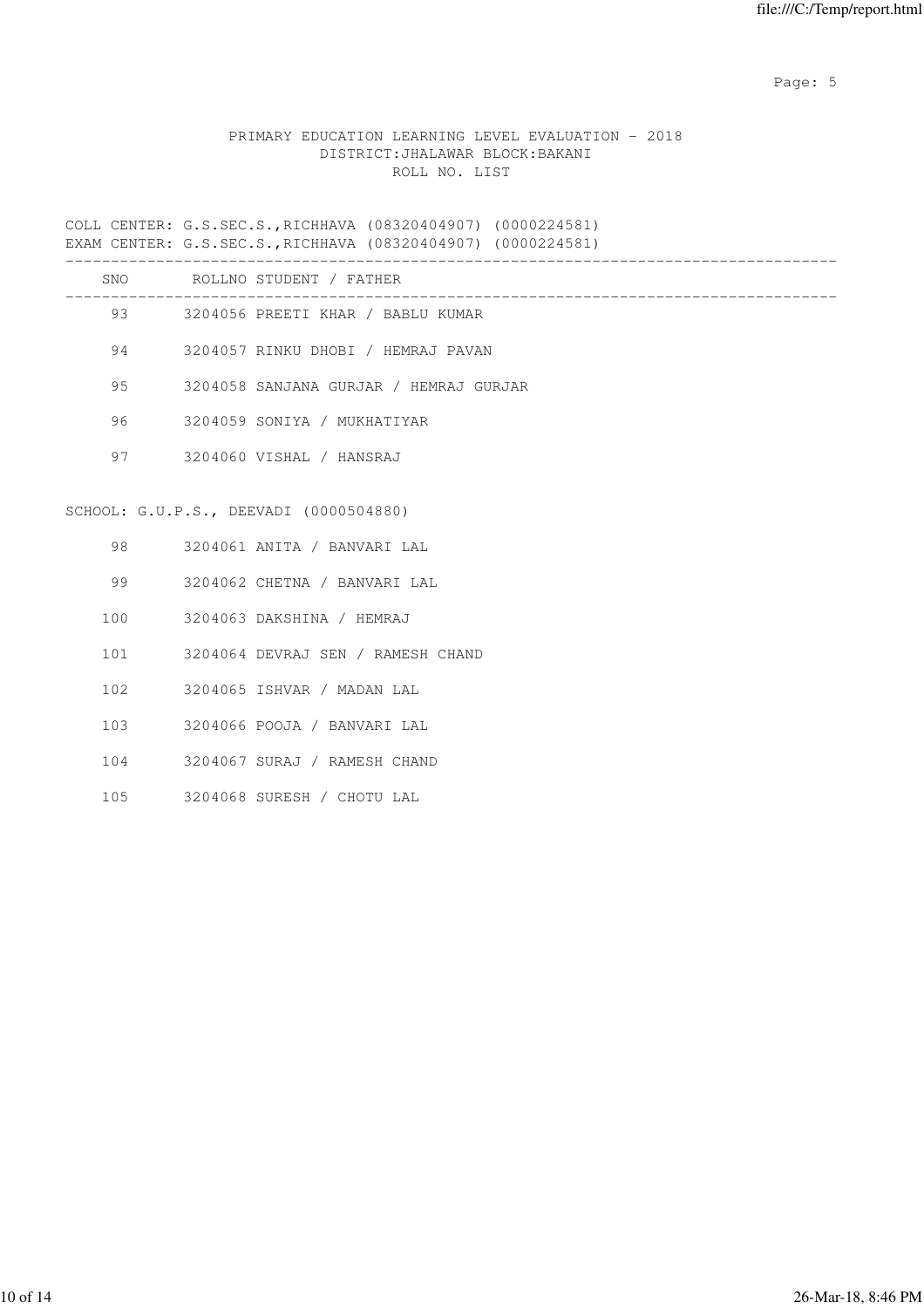PRIMARY EDUCATION LEARNING LEVEL EVALUATION - 2018
DISTRICT:JHALAWAR BLOCK:BAKANI
ROLL NO. LIST

COLL CENTER: G.S.SEC.S.,RICHHAVA (08320404907) (0000224581)
EXAM CENTER: G.S.SEC.S.,RICHHAVA (08320404907) (0000224581)

| SNO | ROLLNO | STUDENT / FATHER |
|---|---|---|
| 93 | 3204056 | PREETI KHAR / BABLU KUMAR |
| 94 | 3204057 | RINKU DHOBI / HEMRAJ PAVAN |
| 95 | 3204058 | SANJANA GURJAR / HEMRAJ GURJAR |
| 96 | 3204059 | SONIYA / MUKHATIYAR |
| 97 | 3204060 | VISHAL / HANSRAJ |

SCHOOL: G.U.P.S., DEEVADI (0000504880)

| SNO | ROLLNO | STUDENT / FATHER |
|---|---|---|
| 98 | 3204061 | ANITA / BANVARI LAL |
| 99 | 3204062 | CHETNA / BANVARI LAL |
| 100 | 3204063 | DAKSHINA / HEMRAJ |
| 101 | 3204064 | DEVRAJ SEN / RAMESH CHAND |
| 102 | 3204065 | ISHVAR / MADAN LAL |
| 103 | 3204066 | POOJA / BANVARI LAL |
| 104 | 3204067 | SURAJ / RAMESH CHAND |
| 105 | 3204068 | SURESH / CHOTU LAL |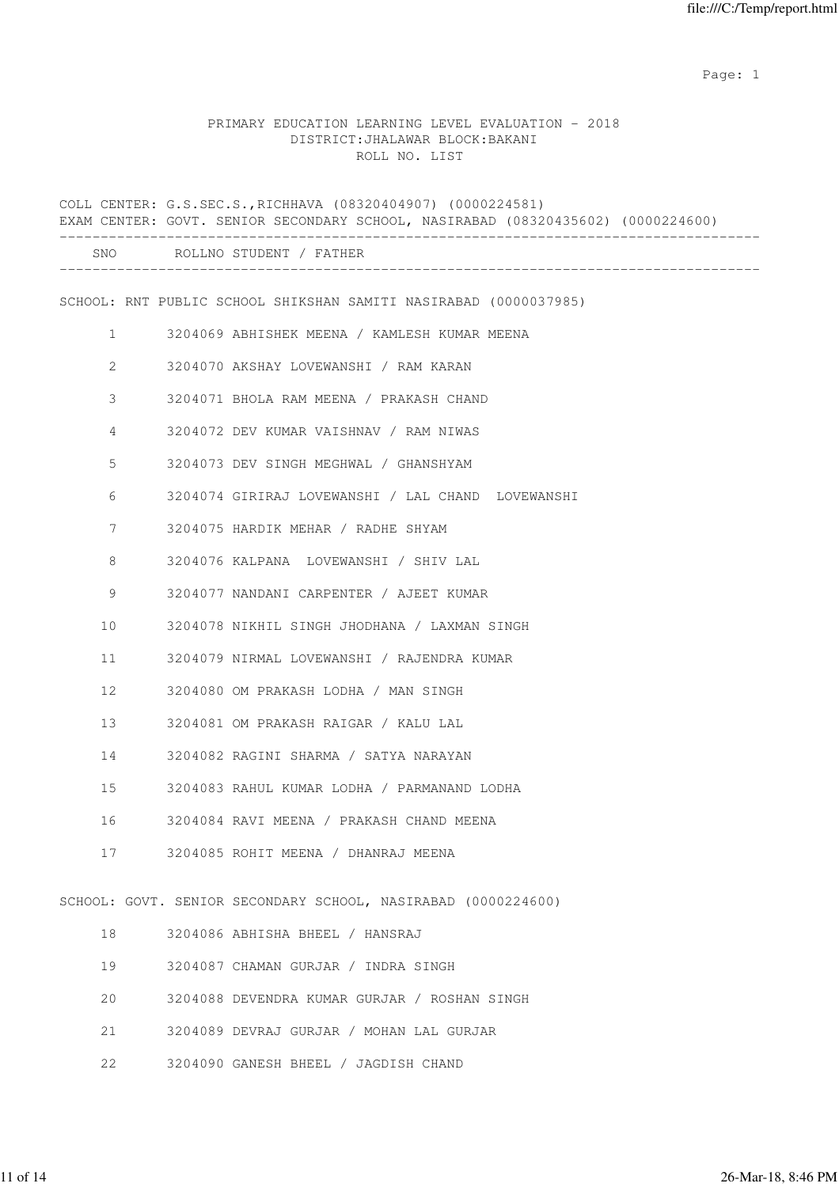PRIMARY EDUCATION LEARNING LEVEL EVALUATION - 2018
DISTRICT:JHALAWAR BLOCK:BAKANI
ROLL NO. LIST

COLL CENTER: G.S.SEC.S.,RICHHAVA (08320404907) (0000224581)
EXAM CENTER: GOVT. SENIOR SECONDARY SCHOOL, NASIRABAD (08320435602) (0000224600)

| SNO | ROLLNO | STUDENT / FATHER |
|---|---|---|

SCHOOL: RNT PUBLIC SCHOOL SHIKSHAN SAMITI NASIRABAD (0000037985)

| SNO | ROLLNO | STUDENT / FATHER |
|---|---|---|
| 1 | 3204069 | ABHISHEK MEENA / KAMLESH KUMAR MEENA |
| 2 | 3204070 | AKSHAY LOVEWANSHI / RAM KARAN |
| 3 | 3204071 | BHOLA RAM MEENA / PRAKASH CHAND |
| 4 | 3204072 | DEV KUMAR VAISHNAV / RAM NIWAS |
| 5 | 3204073 | DEV SINGH MEGHWAL / GHANSHYAM |
| 6 | 3204074 | GIRIRAJ LOVEWANSHI / LAL CHAND LOVEWANSHI |
| 7 | 3204075 | HARDIK MEHAR / RADHE SHYAM |
| 8 | 3204076 | KALPANA LOVEWANSHI / SHIV LAL |
| 9 | 3204077 | NANDANI CARPENTER / AJEET KUMAR |
| 10 | 3204078 | NIKHIL SINGH JHODHANA / LAXMAN SINGH |
| 11 | 3204079 | NIRMAL LOVEWANSHI / RAJENDRA KUMAR |
| 12 | 3204080 | OM PRAKASH LODHA / MAN SINGH |
| 13 | 3204081 | OM PRAKASH RAIGAR / KALU LAL |
| 14 | 3204082 | RAGINI SHARMA / SATYA NARAYAN |
| 15 | 3204083 | RAHUL KUMAR LODHA / PARMANAND LODHA |
| 16 | 3204084 | RAVI MEENA / PRAKASH CHAND MEENA |
| 17 | 3204085 | ROHIT MEENA / DHANRAJ MEENA |

SCHOOL: GOVT. SENIOR SECONDARY SCHOOL, NASIRABAD (0000224600)

| SNO | ROLLNO | STUDENT / FATHER |
|---|---|---|
| 18 | 3204086 | ABHISHA BHEEL / HANSRAJ |
| 19 | 3204087 | CHAMAN GURJAR / INDRA SINGH |
| 20 | 3204088 | DEVENDRA KUMAR GURJAR / ROSHAN SINGH |
| 21 | 3204089 | DEVRAJ GURJAR / MOHAN LAL GURJAR |
| 22 | 3204090 | GANESH BHEEL / JAGDISH CHAND |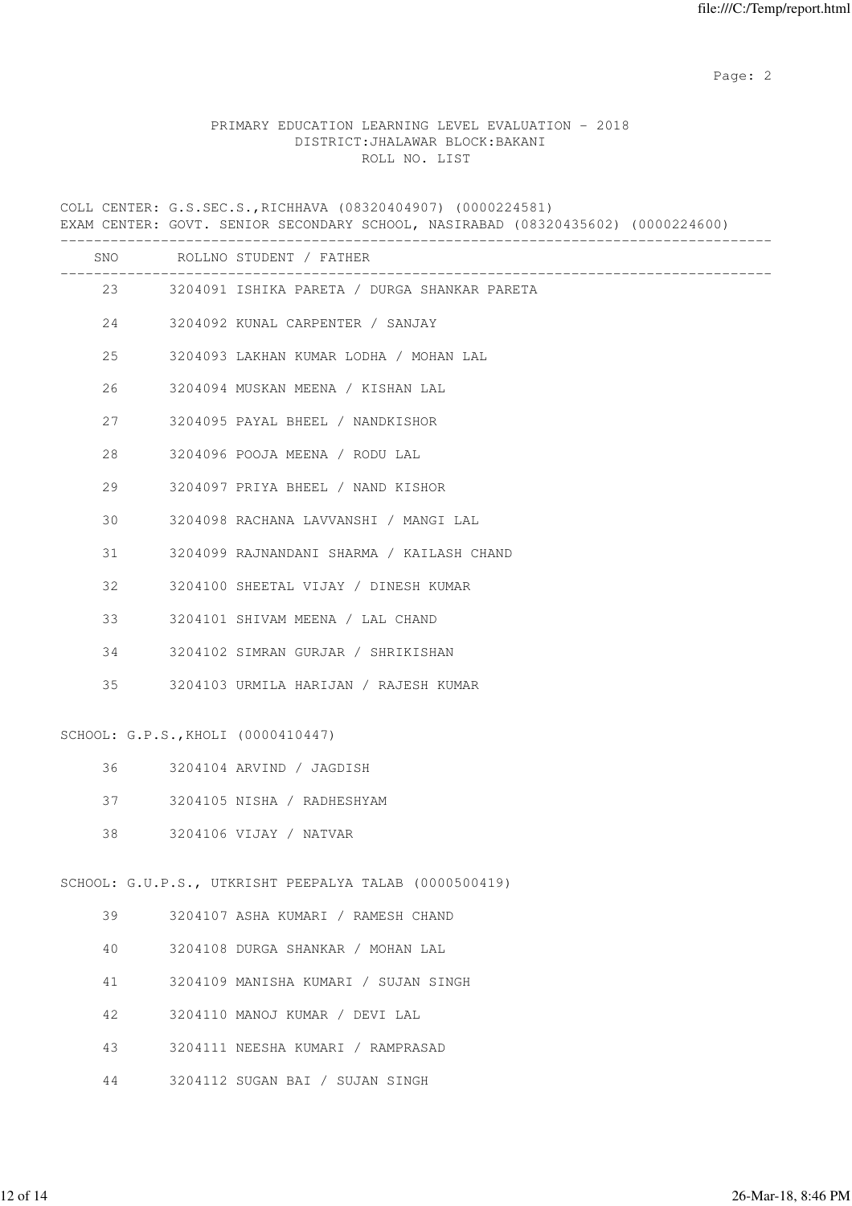PRIMARY EDUCATION LEARNING LEVEL EVALUATION - 2018
DISTRICT:JHALAWAR BLOCK:BAKANI
ROLL NO. LIST

COLL CENTER: G.S.SEC.S.,RICHHAVA (08320404907) (0000224581)
EXAM CENTER: GOVT. SENIOR SECONDARY SCHOOL, NASIRABAD (08320435602) (0000224600)

| SNO | ROLLNO | STUDENT / FATHER |
|---|---|---|
| 23 | 3204091 | ISHIKA PARETA / DURGA SHANKAR PARETA |
| 24 | 3204092 | KUNAL CARPENTER / SANJAY |
| 25 | 3204093 | LAKHAN KUMAR LODHA / MOHAN LAL |
| 26 | 3204094 | MUSKAN MEENA / KISHAN LAL |
| 27 | 3204095 | PAYAL BHEEL / NANDKISHOR |
| 28 | 3204096 | POOJA MEENA / RODU LAL |
| 29 | 3204097 | PRIYA BHEEL / NAND KISHOR |
| 30 | 3204098 | RACHANA LAVVANSHI / MANGI LAL |
| 31 | 3204099 | RAJNANDANI SHARMA / KAILASH CHAND |
| 32 | 3204100 | SHEETAL VIJAY / DINESH KUMAR |
| 33 | 3204101 | SHIVAM MEENA / LAL CHAND |
| 34 | 3204102 | SIMRAN GURJAR / SHRIKISHAN |
| 35 | 3204103 | URMILA HARIJAN / RAJESH KUMAR |

SCHOOL: G.P.S.,KHOLI (0000410447)

| SNO | ROLLNO | STUDENT / FATHER |
|---|---|---|
| 36 | 3204104 | ARVIND / JAGDISH |
| 37 | 3204105 | NISHA / RADHESHYAM |
| 38 | 3204106 | VIJAY / NATVAR |

SCHOOL: G.U.P.S., UTKRISHT PEEPALYA TALAB (0000500419)

| SNO | ROLLNO | STUDENT / FATHER |
|---|---|---|
| 39 | 3204107 | ASHA KUMARI / RAMESH CHAND |
| 40 | 3204108 | DURGA SHANKAR / MOHAN LAL |
| 41 | 3204109 | MANISHA KUMARI / SUJAN SINGH |
| 42 | 3204110 | MANOJ KUMAR / DEVI LAL |
| 43 | 3204111 | NEESHA KUMARI / RAMPRASAD |
| 44 | 3204112 | SUGAN BAI / SUJAN SINGH |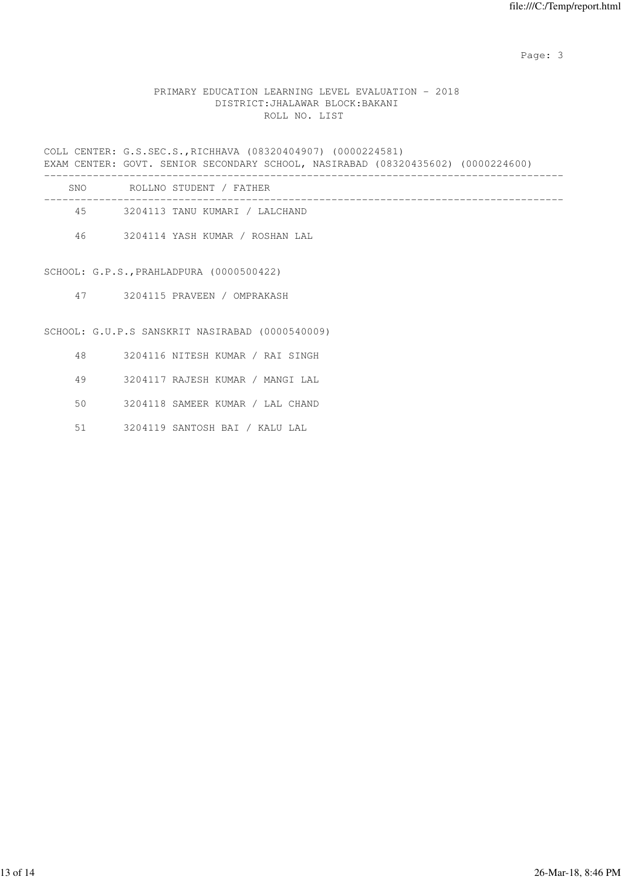PRIMARY EDUCATION LEARNING LEVEL EVALUATION - 2018
DISTRICT:JHALAWAR BLOCK:BAKANI
ROLL NO. LIST

COLL CENTER: G.S.SEC.S.,RICHHAVA (08320404907) (0000224581)
EXAM CENTER: GOVT. SENIOR SECONDARY SCHOOL, NASIRABAD (08320435602) (0000224600)

| SNO | ROLLNO | STUDENT / FATHER |
|---|---|---|
| 45 | 3204113 | TANU KUMARI / LALCHAND |
| 46 | 3204114 | YASH KUMAR / ROSHAN LAL |

SCHOOL: G.P.S.,PRAHLADPURA (0000500422)

| SNO | ROLLNO | STUDENT / FATHER |
|---|---|---|
| 47 | 3204115 | PRAVEEN / OMPRAKASH |

SCHOOL: G.U.P.S SANSKRIT NASIRABAD (0000540009)

| SNO | ROLLNO | STUDENT / FATHER |
|---|---|---|
| 48 | 3204116 | NITESH KUMAR / RAI SINGH |
| 49 | 3204117 | RAJESH KUMAR / MANGI LAL |
| 50 | 3204118 | SAMEER KUMAR / LAL CHAND |
| 51 | 3204119 | SANTOSH BAI / KALU LAL |